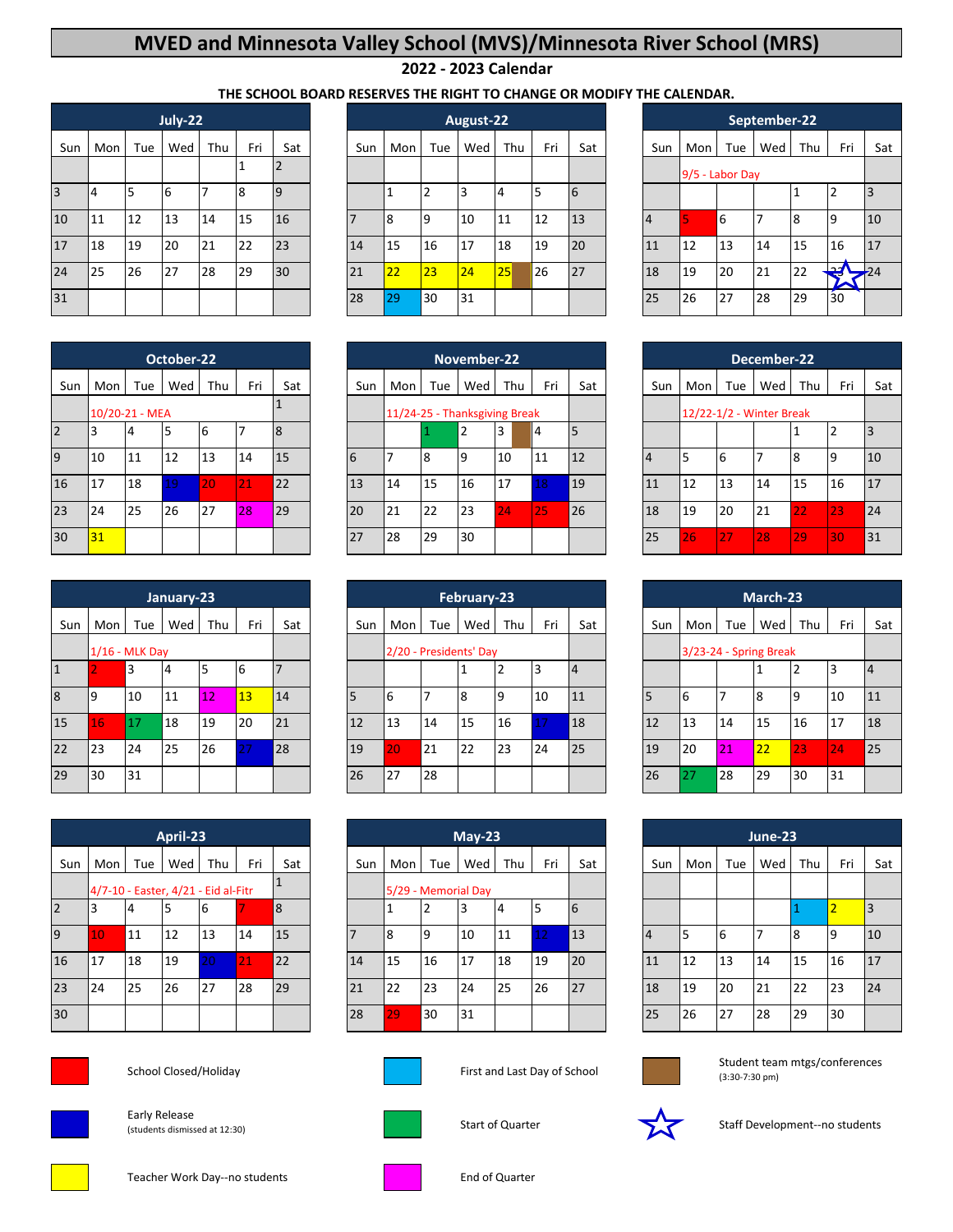# MVED and Minnesota Valley School (MVS)/Minnesota River School (MRS)

## 2022 - 2023 Calendar

**THE SCHOOL BOARD RESERVES THE RIGHT TO CHANGE OR MODIFY THE CALENDAR.**

### July-22

| Sun | Mon | Tue | Wed | Thu | Fri | Sat |
|---|---|---|---|---|---|---|
| | | | | | 1 | 2 |
| 3 | 4 | 5 | 6 | 7 | 8 | 9 |
| 10 | 11 | 12 | 13 | 14 | 15 | 16 |
| 17 | 18 | 19 | 20 | 21 | 22 | 23 |
| 24 | 25 | 26 | 27 | 28 | 29 | 30 |
| 31 | | | | | | |

### August-22

| Sun | Mon | Tue | Wed | Thu | Fri | Sat |
|---|---|---|---|---|---|---|
| | 1 | 2 | 3 | 4 | 5 | 6 |
| 7 | 8 | 9 | 10 | 11 | 12 | 13 |
| 14 | 15 | 16 | 17 | 18 | 19 | 20 |
| 21 | 22 | 23 | 24 | 25 | 26 | 27 |
| 28 | 29 | 30 | 31 | | | |

### September-22

9/5 - Labor Day

| Sun | Mon | Tue | Wed | Thu | Fri | Sat |
|---|---|---|---|---|---|---|
| | | | | 1 | 2 | 3 |
| 4 | 5 | 6 | 7 | 8 | 9 | 10 |
| 11 | 12 | 13 | 14 | 15 | 16 | 17 |
| 18 | 19 | 20 | 21 | 22 | 23 | 24 |
| 25 | 26 | 27 | 28 | 29 | 30 | |

### October-22

10/20-21 - MEA

| Sun | Mon | Tue | Wed | Thu | Fri | Sat |
|---|---|---|---|---|---|---|
| | | | | | | 1 |
| 2 | 3 | 4 | 5 | 6 | 7 | 8 |
| 9 | 10 | 11 | 12 | 13 | 14 | 15 |
| 16 | 17 | 18 | 19 | 20 | 21 | 22 |
| 23 | 24 | 25 | 26 | 27 | 28 | 29 |
| 30 | 31 | | | | | |

### November-22

11/24-25 - Thanksgiving Break

| Sun | Mon | Tue | Wed | Thu | Fri | Sat |
|---|---|---|---|---|---|---|
| | | 1 | 2 | 3 | 4 | 5 |
| 6 | 7 | 8 | 9 | 10 | 11 | 12 |
| 13 | 14 | 15 | 16 | 17 | 18 | 19 |
| 20 | 21 | 22 | 23 | 24 | 25 | 26 |
| 27 | 28 | 29 | 30 | | | |

### December-22

12/22-1/2 - Winter Break

| Sun | Mon | Tue | Wed | Thu | Fri | Sat |
|---|---|---|---|---|---|---|
| | | | | 1 | 2 | 3 |
| 4 | 5 | 6 | 7 | 8 | 9 | 10 |
| 11 | 12 | 13 | 14 | 15 | 16 | 17 |
| 18 | 19 | 20 | 21 | 22 | 23 | 24 |
| 25 | 26 | 27 | 28 | 29 | 30 | 31 |

### January-23

1/16 - MLK Day

| Sun | Mon | Tue | Wed | Thu | Fri | Sat |
|---|---|---|---|---|---|---|
| 1 | 2 | 3 | 4 | 5 | 6 | 7 |
| 8 | 9 | 10 | 11 | 12 | 13 | 14 |
| 15 | 16 | 17 | 18 | 19 | 20 | 21 |
| 22 | 23 | 24 | 25 | 26 | 27 | 28 |
| 29 | 30 | 31 | | | | |

### February-23

2/20 - Presidents' Day

| Sun | Mon | Tue | Wed | Thu | Fri | Sat |
|---|---|---|---|---|---|---|
| | | | 1 | 2 | 3 | 4 |
| 5 | 6 | 7 | 8 | 9 | 10 | 11 |
| 12 | 13 | 14 | 15 | 16 | 17 | 18 |
| 19 | 20 | 21 | 22 | 23 | 24 | 25 |
| 26 | 27 | 28 | | | | |

### March-23

3/23-24 - Spring Break

| Sun | Mon | Tue | Wed | Thu | Fri | Sat |
|---|---|---|---|---|---|---|
| | | | 1 | 2 | 3 | 4 |
| 5 | 6 | 7 | 8 | 9 | 10 | 11 |
| 12 | 13 | 14 | 15 | 16 | 17 | 18 |
| 19 | 20 | 21 | 22 | 23 | 24 | 25 |
| 26 | 27 | 28 | 29 | 30 | 31 | |

### April-23

4/7-10 - Easter, 4/21 - Eid al-Fitr

| Sun | Mon | Tue | Wed | Thu | Fri | Sat |
|---|---|---|---|---|---|---|
| | | | | | | 1 |
| 2 | 3 | 4 | 5 | 6 | 7 | 8 |
| 9 | 10 | 11 | 12 | 13 | 14 | 15 |
| 16 | 17 | 18 | 19 | 20 | 21 | 22 |
| 23 | 24 | 25 | 26 | 27 | 28 | 29 |
| 30 | | | | | | |

### May-23

5/29 - Memorial Day

| Sun | Mon | Tue | Wed | Thu | Fri | Sat |
|---|---|---|---|---|---|---|
| | 1 | 2 | 3 | 4 | 5 | 6 |
| 7 | 8 | 9 | 10 | 11 | 12 | 13 |
| 14 | 15 | 16 | 17 | 18 | 19 | 20 |
| 21 | 22 | 23 | 24 | 25 | 26 | 27 |
| 28 | 29 | 30 | 31 | | | |

### June-23

| Sun | Mon | Tue | Wed | Thu | Fri | Sat |
|---|---|---|---|---|---|---|
| | | | | 1 | 2 | 3 |
| 4 | 5 | 6 | 7 | 8 | 9 | 10 |
| 11 | 12 | 13 | 14 | 15 | 16 | 17 |
| 18 | 19 | 20 | 21 | 22 | 23 | 24 |
| 25 | 26 | 27 | 28 | 29 | 30 | |

### Legend

- School Closed/Holiday
- Early Release (students dismissed at 12:30)
- Teacher Work Day--no students
- First and Last Day of School
- Start of Quarter
- End of Quarter
- Student team mtgs/conferences (3:30-7:30 pm)
- Staff Development--no students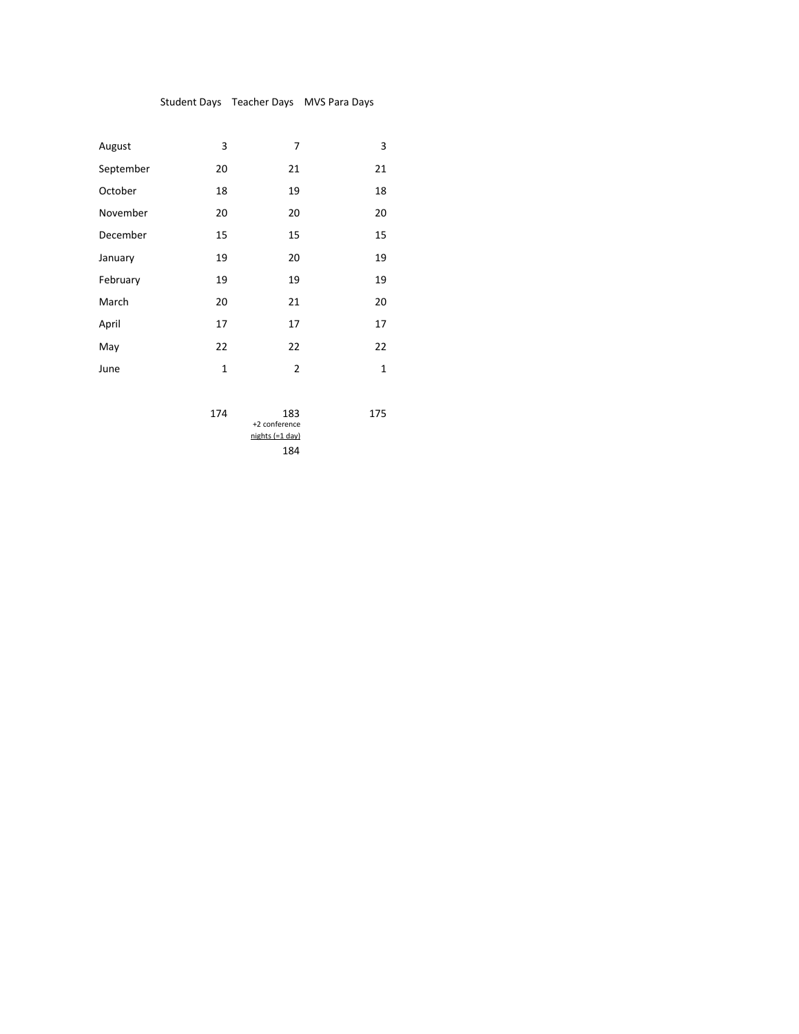| | Student Days | Teacher Days | MVS Para Days |
|---|---|---|---|
| August | 3 | 7 | 3 |
| September | 20 | 21 | 21 |
| October | 18 | 19 | 18 |
| November | 20 | 20 | 20 |
| December | 15 | 15 | 15 |
| January | 19 | 20 | 19 |
| February | 19 | 19 | 19 |
| March | 20 | 21 | 20 |
| April | 17 | 17 | 17 |
| May | 22 | 22 | 22 |
| June | 1 | 2 | 1 |
| | 174 | 183<br>+2 conference nights (=1 day)<br>184 | 175 |